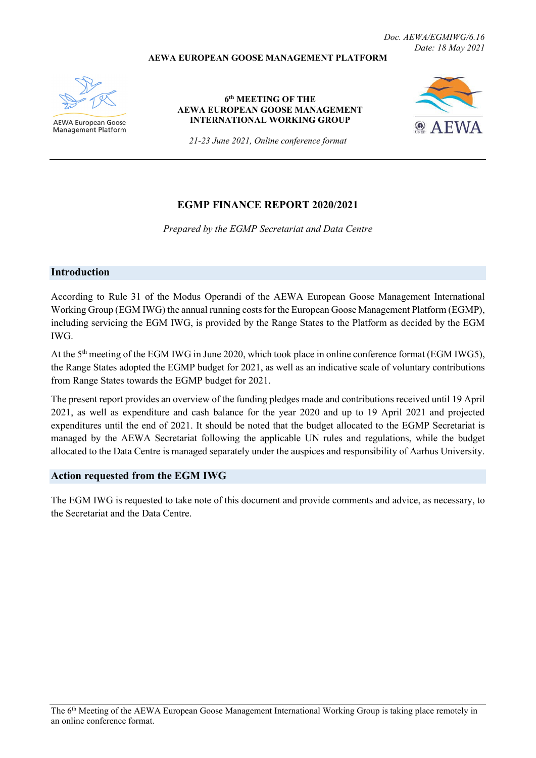*Doc. AEWA/EGMIWG/6.16*
*Date: 18 May 2021*

**AEWA EUROPEAN GOOSE MANAGEMENT PLATFORM**

AEWA European Goose Management Platform

**6th MEETING OF THE AEWA EUROPEAN GOOSE MANAGEMENT INTERNATIONAL WORKING GROUP**

*21-23 June 2021, Online conference format*

AEWA

---

# EGMP FINANCE REPORT 2020/2021

*Prepared by the EGMP Secretariat and Data Centre*

## Introduction

According to Rule 31 of the Modus Operandi of the AEWA European Goose Management International Working Group (EGM IWG) the annual running costs for the European Goose Management Platform (EGMP), including servicing the EGM IWG, is provided by the Range States to the Platform as decided by the EGM IWG.

At the 5th meeting of the EGM IWG in June 2020, which took place in online conference format (EGM IWG5), the Range States adopted the EGMP budget for 2021, as well as an indicative scale of voluntary contributions from Range States towards the EGMP budget for 2021.

The present report provides an overview of the funding pledges made and contributions received until 19 April 2021, as well as expenditure and cash balance for the year 2020 and up to 19 April 2021 and projected expenditures until the end of 2021. It should be noted that the budget allocated to the EGMP Secretariat is managed by the AEWA Secretariat following the applicable UN rules and regulations, while the budget allocated to the Data Centre is managed separately under the auspices and responsibility of Aarhus University.

## Action requested from the EGM IWG

The EGM IWG is requested to take note of this document and provide comments and advice, as necessary, to the Secretariat and the Data Centre.

---

The 6th Meeting of the AEWA European Goose Management International Working Group is taking place remotely in an online conference format.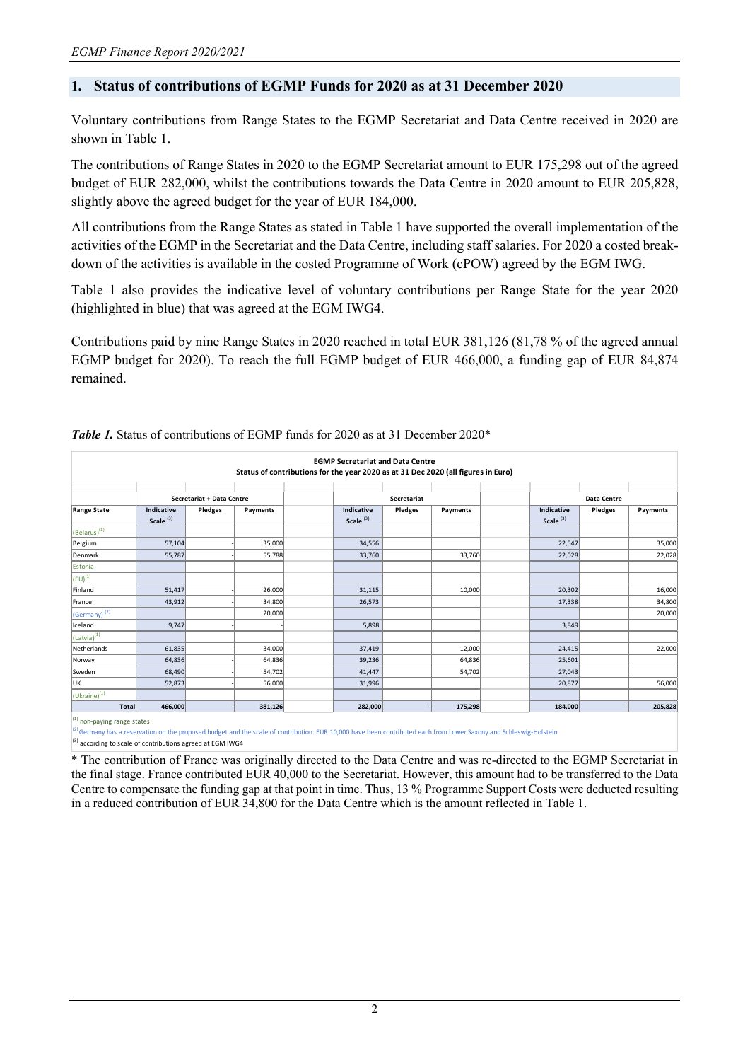## 1. Status of contributions of EGMP Funds for 2020 as at 31 December 2020

Voluntary contributions from Range States to the EGMP Secretariat and Data Centre received in 2020 are shown in Table 1.

The contributions of Range States in 2020 to the EGMP Secretariat amount to EUR 175,298 out of the agreed budget of EUR 282,000, whilst the contributions towards the Data Centre in 2020 amount to EUR 205,828, slightly above the agreed budget for the year of EUR 184,000.

All contributions from the Range States as stated in Table 1 have supported the overall implementation of the activities of the EGMP in the Secretariat and the Data Centre, including staff salaries. For 2020 a costed break-down of the activities is available in the costed Programme of Work (cPOW) agreed by the EGM IWG.

Table 1 also provides the indicative level of voluntary contributions per Range State for the year 2020 (highlighted in blue) that was agreed at the EGM IWG4.

Contributions paid by nine Range States in 2020 reached in total EUR 381,126 (81,78 % of the agreed annual EGMP budget for 2020). To reach the full EGMP budget of EUR 466,000, a funding gap of EUR 84,874 remained.

***Table 1.*** Status of contributions of EGMP funds for 2020 as at 31 December 2020*

**EGMP Secretariat and Data Centre**
**Status of contributions for the year 2020 as at 31 Dec 2020 (all figures in Euro)**

| | Secretariat + Data Centre | | | | Secretariat | | | | Data Centre | | |
|---|---|---|---|---|---|---|---|---|---|---|---|
| **Range State** | **Indicative Scale [3]** | **Pledges** | **Payments** | | **Indicative Scale [3]** | **Pledges** | **Payments** | | **Indicative Scale [3]** | **Pledges** | **Payments** |
| (Belarus)[1] | | | | | | | | | | | |
| Belgium | 57,104 | - | 35,000 | | 34,556 | | | | 22,547 | | 35,000 |
| Denmark | 55,787 | - | 55,788 | | 33,760 | | 33,760 | | 22,028 | | 22,028 |
| Estonia | | | | | | | | | | | |
| (EU)[1] | | | | | | | | | | | |
| Finland | 51,417 | - | 26,000 | | 31,115 | | 10,000 | | 20,302 | | 16,000 |
| France | 43,912 | - | 34,800 | | 26,573 | | | | 17,338 | | 34,800 |
| (Germany)[2] | | | 20,000 | | | | | | | | 20,000 |
| Iceland | 9,747 | - | - | | 5,898 | | | | 3,849 | | |
| (Latvia)[1] | | | | | | | | | | | |
| Netherlands | 61,835 | - | 34,000 | | 37,419 | | 12,000 | | 24,415 | | 22,000 |
| Norway | 64,836 | - | 64,836 | | 39,236 | | 64,836 | | 25,601 | | |
| Sweden | 68,490 | - | 54,702 | | 41,447 | | 54,702 | | 27,043 | | |
| UK | 52,873 | - | 56,000 | | 31,996 | | | | 20,877 | | 56,000 |
| (Ukraine)[1] | | | | | | | | | | | |
| **Total** | **466,000** | **-** | **381,126** | | **282,000** | **-** | **175,298** | | **184,000** | **-** | **205,828** |

[1] non-paying range states
[2] Germany has a reservation on the proposed budget and the scale of contribution. EUR 10,000 have been contributed each from Lower Saxony and Schleswig-Holstein
[3] according to scale of contributions agreed at EGM IWG4

* The contribution of France was originally directed to the Data Centre and was re-directed to the EGMP Secretariat in the final stage. France contributed EUR 40,000 to the Secretariat. However, this amount had to be transferred to the Data Centre to compensate the funding gap at that point in time. Thus, 13 % Programme Support Costs were deducted resulting in a reduced contribution of EUR 34,800 for the Data Centre which is the amount reflected in Table 1.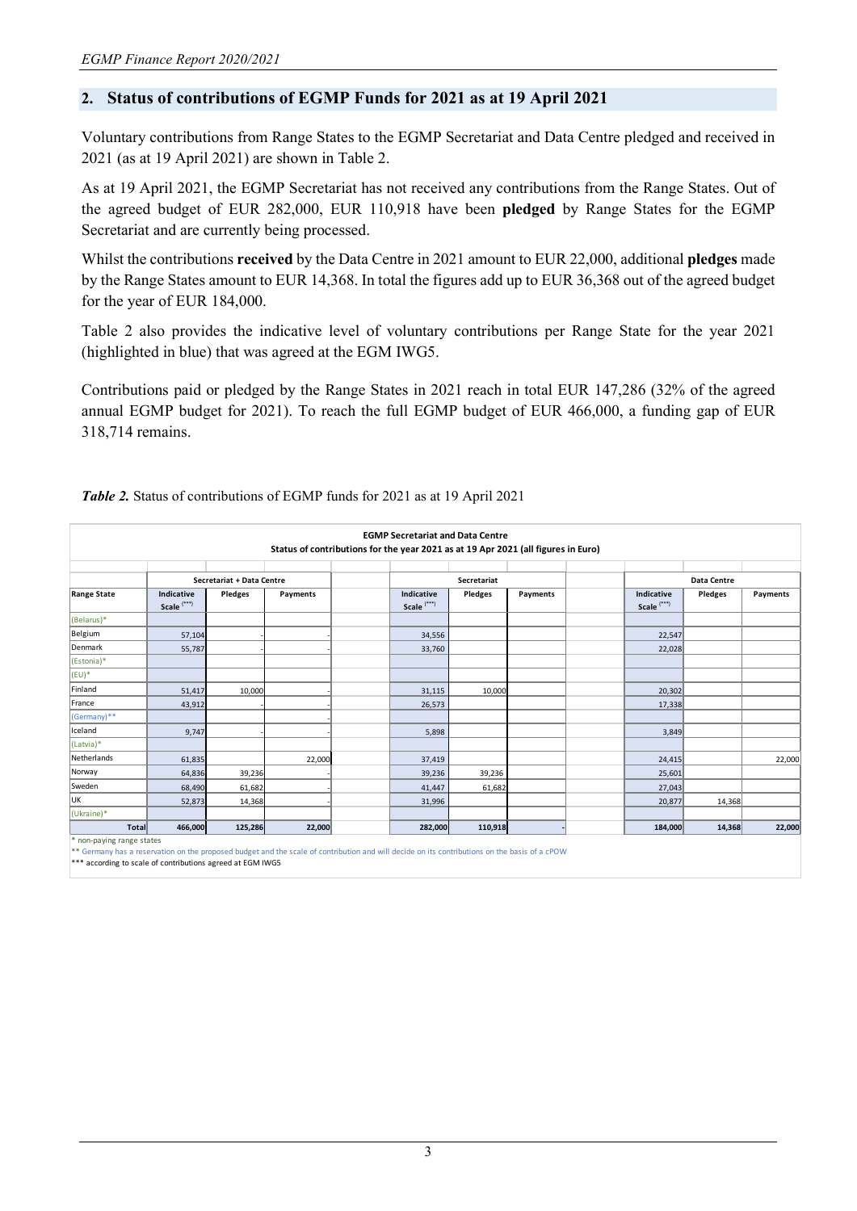## 2. Status of contributions of EGMP Funds for 2021 as at 19 April 2021

Voluntary contributions from Range States to the EGMP Secretariat and Data Centre pledged and received in 2021 (as at 19 April 2021) are shown in Table 2.

As at 19 April 2021, the EGMP Secretariat has not received any contributions from the Range States. Out of the agreed budget of EUR 282,000, EUR 110,918 have been **pledged** by Range States for the EGMP Secretariat and are currently being processed.

Whilst the contributions **received** by the Data Centre in 2021 amount to EUR 22,000, additional **pledges** made by the Range States amount to EUR 14,368. In total the figures add up to EUR 36,368 out of the agreed budget for the year of EUR 184,000.

Table 2 also provides the indicative level of voluntary contributions per Range State for the year 2021 (highlighted in blue) that was agreed at the EGM IWG5.

Contributions paid or pledged by the Range States in 2021 reach in total EUR 147,286 (32% of the agreed annual EGMP budget for 2021). To reach the full EGMP budget of EUR 466,000, a funding gap of EUR 318,714 remains.

***Table 2.*** Status of contributions of EGMP funds for 2021 as at 19 April 2021

**EGMP Secretariat and Data Centre**
**Status of contributions for the year 2021 as at 19 Apr 2021 (all figures in Euro)**

| | Secretariat + Data Centre | | | Secretariat | | | Data Centre | | |
|---|---|---|---|---|---|---|---|---|---|
| **Range State** | **Indicative Scale (\*\*\*)** | **Pledges** | **Payments** | **Indicative Scale (\*\*\*)** | **Pledges** | **Payments** | **Indicative Scale (\*\*\*)** | **Pledges** | **Payments** |
| (Belarus)* | | | | | | | | | |
| Belgium | 57,104 | | - | 34,556 | | | 22,547 | | |
| Denmark | 55,787 | | - | 33,760 | | | 22,028 | | |
| (Estonia)* | | | | | | | | | |
| (EU)* | | | | | | | | | |
| Finland | 51,417 | 10,000 | - | 31,115 | 10,000 | | 20,302 | | |
| France | 43,912 | | - | 26,573 | | | 17,338 | | |
| (Germany)** | | | - | | | | | | |
| Iceland | 9,747 | | - | 5,898 | | | 3,849 | | |
| (Latvia)* | | | | | | | | | |
| Netherlands | 61,835 | | 22,000 | 37,419 | | | 24,415 | | 22,000 |
| Norway | 64,836 | 39,236 | - | 39,236 | 39,236 | | 25,601 | | |
| Sweden | 68,490 | 61,682 | - | 41,447 | 61,682 | | 27,043 | | |
| UK | 52,873 | 14,368 | - | 31,996 | | | 20,877 | 14,368 | |
| (Ukraine)* | | | | | | | | | |
| **Total** | **466,000** | **125,286** | **22,000** | **282,000** | **110,918** | **-** | **184,000** | **14,368** | **22,000** |

\* non-paying range states
\*\* Germany has a reservation on the proposed budget and the scale of contribution and will decide on its contributions on the basis of a cPOW
\*\*\* according to scale of contributions agreed at EGM IWG5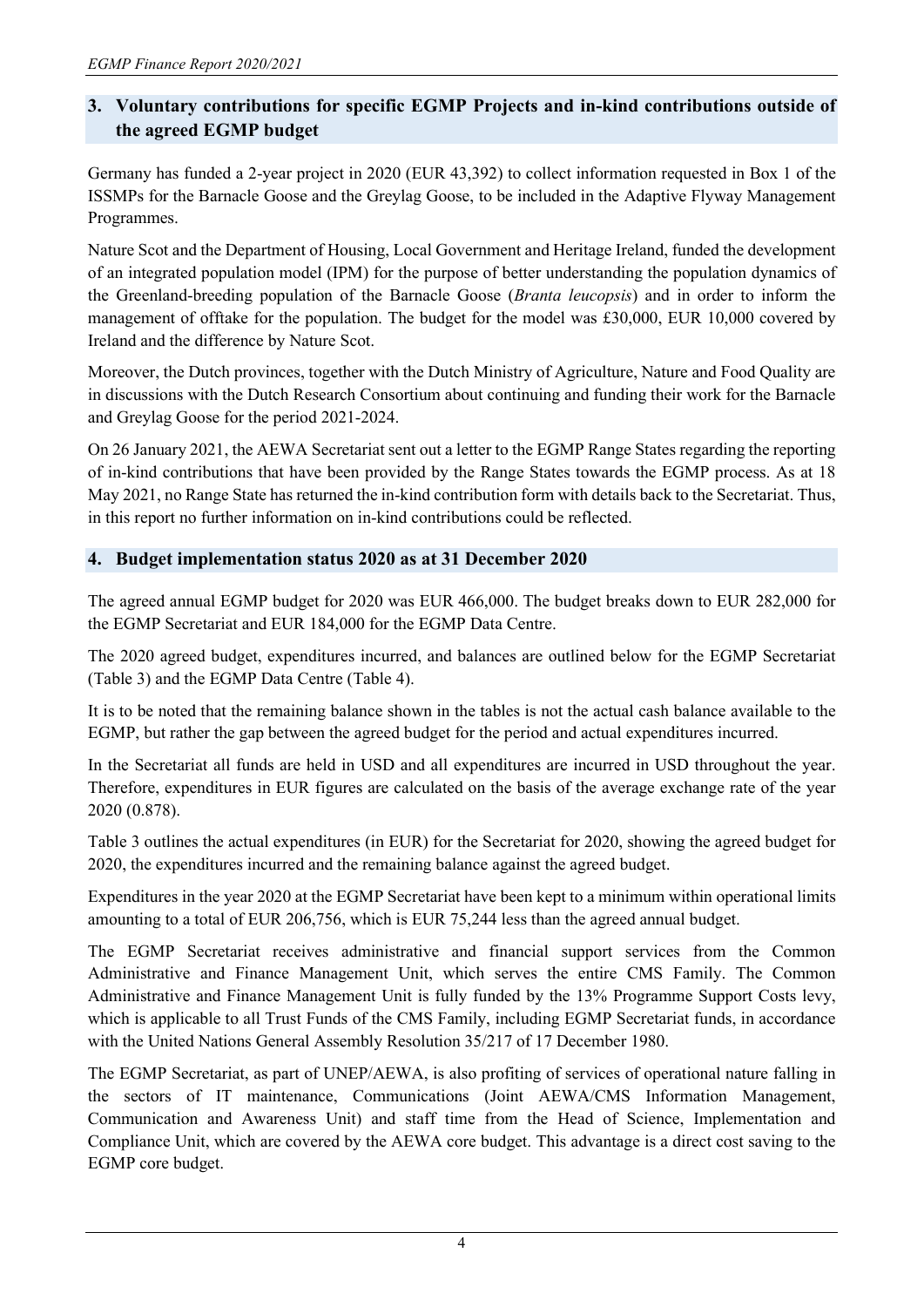## 3. Voluntary contributions for specific EGMP Projects and in-kind contributions outside of the agreed EGMP budget

Germany has funded a 2-year project in 2020 (EUR 43,392) to collect information requested in Box 1 of the ISSMPs for the Barnacle Goose and the Greylag Goose, to be included in the Adaptive Flyway Management Programmes.

Nature Scot and the Department of Housing, Local Government and Heritage Ireland, funded the development of an integrated population model (IPM) for the purpose of better understanding the population dynamics of the Greenland-breeding population of the Barnacle Goose (*Branta leucopsis*) and in order to inform the management of offtake for the population. The budget for the model was £30,000, EUR 10,000 covered by Ireland and the difference by Nature Scot.

Moreover, the Dutch provinces, together with the Dutch Ministry of Agriculture, Nature and Food Quality are in discussions with the Dutch Research Consortium about continuing and funding their work for the Barnacle and Greylag Goose for the period 2021-2024.

On 26 January 2021, the AEWA Secretariat sent out a letter to the EGMP Range States regarding the reporting of in-kind contributions that have been provided by the Range States towards the EGMP process. As at 18 May 2021, no Range State has returned the in-kind contribution form with details back to the Secretariat. Thus, in this report no further information on in-kind contributions could be reflected.

## 4. Budget implementation status 2020 as at 31 December 2020

The agreed annual EGMP budget for 2020 was EUR 466,000. The budget breaks down to EUR 282,000 for the EGMP Secretariat and EUR 184,000 for the EGMP Data Centre.

The 2020 agreed budget, expenditures incurred, and balances are outlined below for the EGMP Secretariat (Table 3) and the EGMP Data Centre (Table 4).

It is to be noted that the remaining balance shown in the tables is not the actual cash balance available to the EGMP, but rather the gap between the agreed budget for the period and actual expenditures incurred.

In the Secretariat all funds are held in USD and all expenditures are incurred in USD throughout the year. Therefore, expenditures in EUR figures are calculated on the basis of the average exchange rate of the year 2020 (0.878).

Table 3 outlines the actual expenditures (in EUR) for the Secretariat for 2020, showing the agreed budget for 2020, the expenditures incurred and the remaining balance against the agreed budget.

Expenditures in the year 2020 at the EGMP Secretariat have been kept to a minimum within operational limits amounting to a total of EUR 206,756, which is EUR 75,244 less than the agreed annual budget.

The EGMP Secretariat receives administrative and financial support services from the Common Administrative and Finance Management Unit, which serves the entire CMS Family. The Common Administrative and Finance Management Unit is fully funded by the 13% Programme Support Costs levy, which is applicable to all Trust Funds of the CMS Family, including EGMP Secretariat funds, in accordance with the United Nations General Assembly Resolution 35/217 of 17 December 1980.

The EGMP Secretariat, as part of UNEP/AEWA, is also profiting of services of operational nature falling in the sectors of IT maintenance, Communications (Joint AEWA/CMS Information Management, Communication and Awareness Unit) and staff time from the Head of Science, Implementation and Compliance Unit, which are covered by the AEWA core budget. This advantage is a direct cost saving to the EGMP core budget.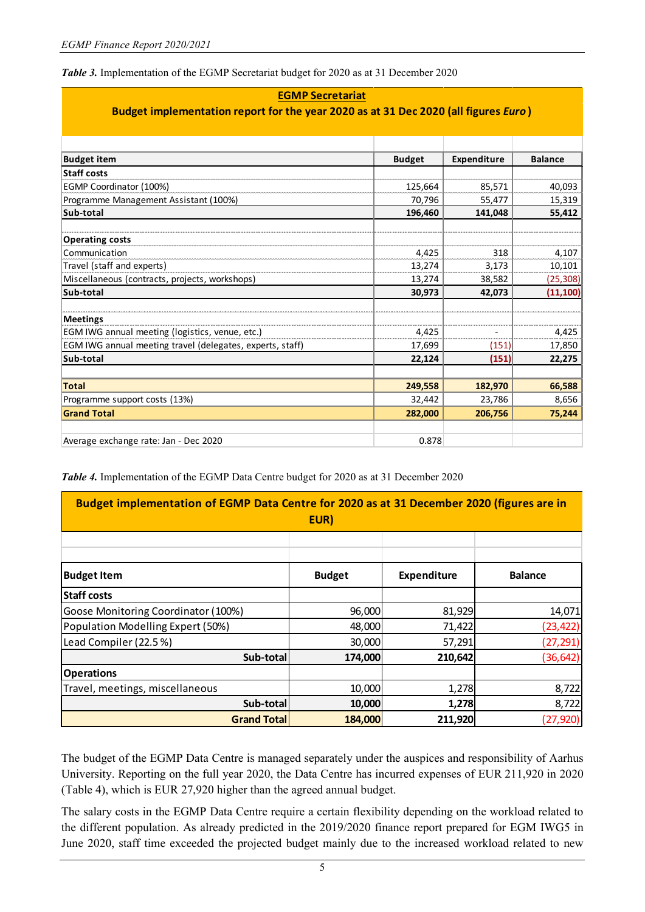***Table 3.*** Implementation of the EGMP Secretariat budget for 2020 as at 31 December 2020

| **EGMP Secretariat** <br> **Budget implementation report for the year 2020 as at 31 Dec 2020 (all figures *Euro*)** | | | |
|---|---|---|---|
| **Budget item** | **Budget** | **Expenditure** | **Balance** |
| **Staff costs** | | | |
| EGMP Coordinator (100%) | 125,664 | 85,571 | 40,093 |
| Programme Management Assistant (100%) | 70,796 | 55,477 | 15,319 |
| **Sub-total** | **196,460** | **141,048** | **55,412** |
| | | | |
| **Operating costs** | | | |
| Communication | 4,425 | 318 | 4,107 |
| Travel (staff and experts) | 13,274 | 3,173 | 10,101 |
| Miscellaneous (contracts, projects, workshops) | 13,274 | 38,582 | (25,308) |
| **Sub-total** | **30,973** | **42,073** | **(11,100)** |
| | | | |
| **Meetings** | | | |
| EGM IWG annual meeting (logistics, venue, etc.) | 4,425 | - | 4,425 |
| EGM IWG annual meeting travel (delegates, experts, staff) | 17,699 | (151) | 17,850 |
| **Sub-total** | **22,124** | **(151)** | **22,275** |
| | | | |
| **Total** | **249,558** | **182,970** | **66,588** |
| Programme support costs (13%) | 32,442 | 23,786 | 8,656 |
| **Grand Total** | **282,000** | **206,756** | **75,244** |
| | | | |
| Average exchange rate: Jan - Dec 2020 | 0.878 | | |

***Table 4.*** Implementation of the EGMP Data Centre budget for 2020 as at 31 December 2020

| **Budget implementation of EGMP Data Centre for 2020 as at 31 December 2020 (figures are in EUR)** | | | |
|---|---|---|---|
| **Budget Item** | **Budget** | **Expenditure** | **Balance** |
| **Staff costs** | | | |
| Goose Monitoring Coordinator (100%) | 96,000 | 81,929 | 14,071 |
| Population Modelling Expert (50%) | 48,000 | 71,422 | (23,422) |
| Lead Compiler (22.5 %) | 30,000 | 57,291 | (27,291) |
| **Sub-total** | **174,000** | **210,642** | (36,642) |
| **Operations** | | | |
| Travel, meetings, miscellaneous | 10,000 | 1,278 | 8,722 |
| **Sub-total** | **10,000** | **1,278** | 8,722 |
| **Grand Total** | **184,000** | **211,920** | (27,920) |

The budget of the EGMP Data Centre is managed separately under the auspices and responsibility of Aarhus University. Reporting on the full year 2020, the Data Centre has incurred expenses of EUR 211,920 in 2020 (Table 4), which is EUR 27,920 higher than the agreed annual budget.

The salary costs in the EGMP Data Centre require a certain flexibility depending on the workload related to the different population. As already predicted in the 2019/2020 finance report prepared for EGM IWG5 in June 2020, staff time exceeded the projected budget mainly due to the increased workload related to new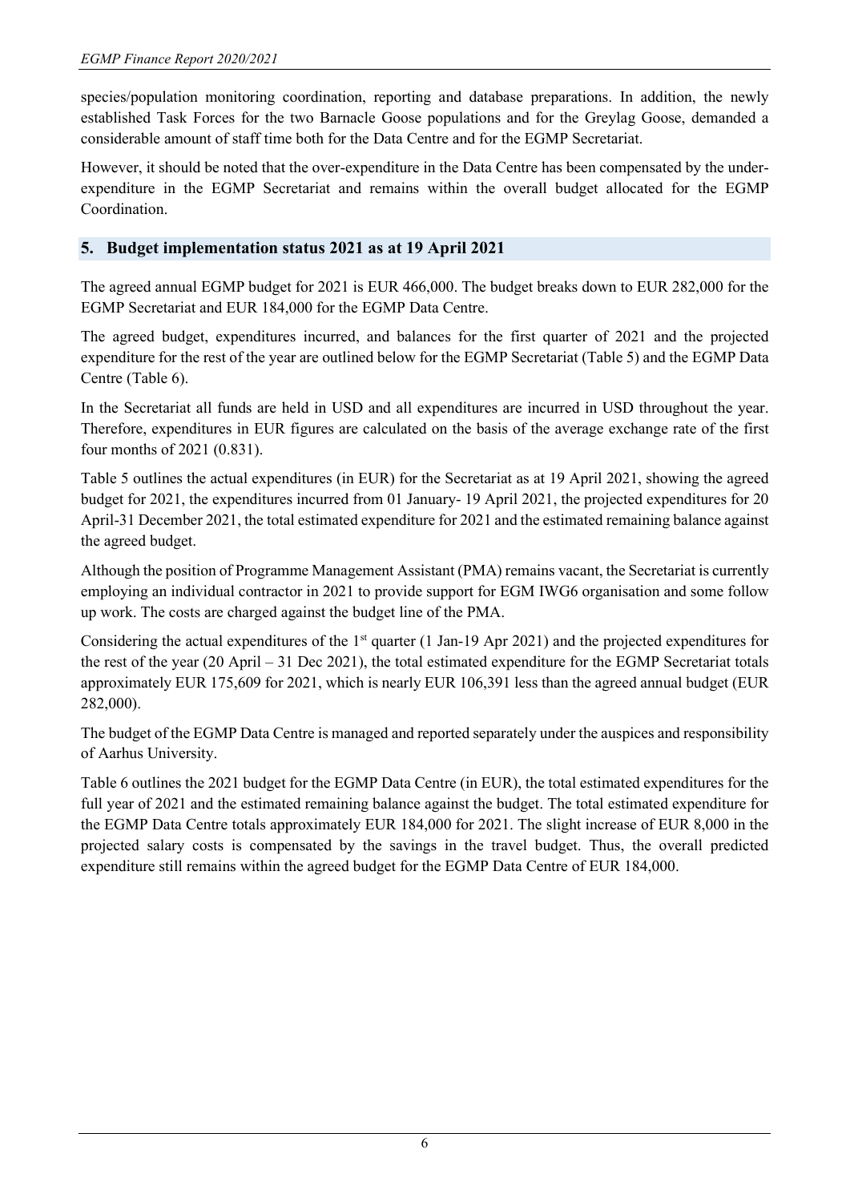species/population monitoring coordination, reporting and database preparations. In addition, the newly established Task Forces for the two Barnacle Goose populations and for the Greylag Goose, demanded a considerable amount of staff time both for the Data Centre and for the EGMP Secretariat.

However, it should be noted that the over-expenditure in the Data Centre has been compensated by the under-expenditure in the EGMP Secretariat and remains within the overall budget allocated for the EGMP Coordination.

## 5. Budget implementation status 2021 as at 19 April 2021

The agreed annual EGMP budget for 2021 is EUR 466,000. The budget breaks down to EUR 282,000 for the EGMP Secretariat and EUR 184,000 for the EGMP Data Centre.

The agreed budget, expenditures incurred, and balances for the first quarter of 2021 and the projected expenditure for the rest of the year are outlined below for the EGMP Secretariat (Table 5) and the EGMP Data Centre (Table 6).

In the Secretariat all funds are held in USD and all expenditures are incurred in USD throughout the year. Therefore, expenditures in EUR figures are calculated on the basis of the average exchange rate of the first four months of 2021 (0.831).

Table 5 outlines the actual expenditures (in EUR) for the Secretariat as at 19 April 2021, showing the agreed budget for 2021, the expenditures incurred from 01 January- 19 April 2021, the projected expenditures for 20 April-31 December 2021, the total estimated expenditure for 2021 and the estimated remaining balance against the agreed budget.

Although the position of Programme Management Assistant (PMA) remains vacant, the Secretariat is currently employing an individual contractor in 2021 to provide support for EGM IWG6 organisation and some follow up work. The costs are charged against the budget line of the PMA.

Considering the actual expenditures of the 1st quarter (1 Jan-19 Apr 2021) and the projected expenditures for the rest of the year (20 April – 31 Dec 2021), the total estimated expenditure for the EGMP Secretariat totals approximately EUR 175,609 for 2021, which is nearly EUR 106,391 less than the agreed annual budget (EUR 282,000).

The budget of the EGMP Data Centre is managed and reported separately under the auspices and responsibility of Aarhus University.

Table 6 outlines the 2021 budget for the EGMP Data Centre (in EUR), the total estimated expenditures for the full year of 2021 and the estimated remaining balance against the budget. The total estimated expenditure for the EGMP Data Centre totals approximately EUR 184,000 for 2021. The slight increase of EUR 8,000 in the projected salary costs is compensated by the savings in the travel budget. Thus, the overall predicted expenditure still remains within the agreed budget for the EGMP Data Centre of EUR 184,000.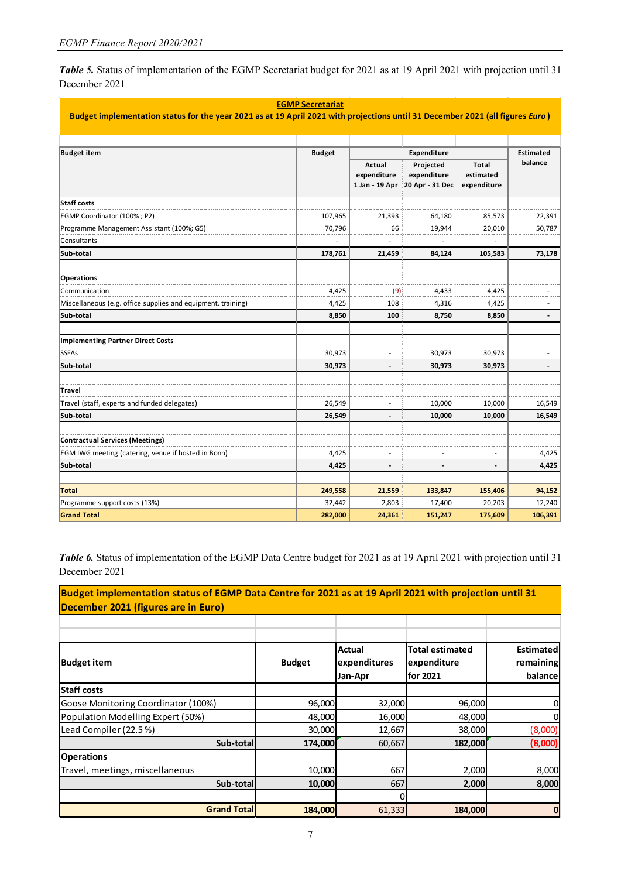***Table 5.*** Status of implementation of the EGMP Secretariat budget for 2021 as at 19 April 2021 with projection until 31 December 2021

**EGMP Secretariat**

**Budget implementation status for the year 2021 as at 19 April 2021 with projections until 31 December 2021 (all figures *Euro*)**

| Budget item | Budget | Expenditure | | | Estimated balance |
|---|---|---|---|---|---|
| | | Actual expenditure 1 Jan - 19 Apr | Projected expenditure 20 Apr - 31 Dec | Total estimated expenditure | |
| **Staff costs** | | | | | |
| EGMP Coordinator (100% ; P2) | 107,965 | 21,393 | 64,180 | 85,573 | 22,391 |
| Programme Management Assistant (100%; G5) | 70,796 | 66 | 19,944 | 20,010 | 50,787 |
| Consultants | - | - | - | - | |
| **Sub-total** | **178,761** | **21,459** | **84,124** | **105,583** | **73,178** |
| **Operations** | | | | | |
| Communication | 4,425 | (9) | 4,433 | 4,425 | - |
| Miscellaneous (e.g. office supplies and equipment, training) | 4,425 | 108 | 4,316 | 4,425 | - |
| **Sub-total** | **8,850** | **100** | **8,750** | **8,850** | **-** |
| **Implementing Partner Direct Costs** | | | | | |
| SSFAs | 30,973 | - | 30,973 | 30,973 | - |
| **Sub-total** | **30,973** | **-** | **30,973** | **30,973** | **-** |
| **Travel** | | | | | |
| Travel (staff, experts and funded delegates) | 26,549 | - | 10,000 | 10,000 | 16,549 |
| **Sub-total** | **26,549** | **-** | **10,000** | **10,000** | **16,549** |
| **Contractual Services (Meetings)** | | | | | |
| EGM IWG meeting (catering, venue if hosted in Bonn) | 4,425 | - | - | - | 4,425 |
| **Sub-total** | **4,425** | **-** | **-** | **-** | **4,425** |
| **Total** | **249,558** | **21,559** | **133,847** | **155,406** | **94,152** |
| Programme support costs (13%) | 32,442 | 2,803 | 17,400 | 20,203 | 12,240 |
| **Grand Total** | **282,000** | **24,361** | **151,247** | **175,609** | **106,391** |

***Table 6.*** Status of implementation of the EGMP Data Centre budget for 2021 as at 19 April 2021 with projection until 31 December 2021

**Budget implementation status of EGMP Data Centre for 2021 as at 19 April 2021 with projection until 31 December 2021 (figures are in Euro)**

| Budget item | Budget | Actual expenditures Jan-Apr | Total estimated expenditure for 2021 | Estimated remaining balance |
|---|---|---|---|---|
| **Staff costs** | | | | |
| Goose Monitoring Coordinator (100%) | 96,000 | 32,000 | 96,000 | 0 |
| Population Modelling Expert (50%) | 48,000 | 16,000 | 48,000 | 0 |
| Lead Compiler (22.5 %) | 30,000 | 12,667 | 38,000 | (8,000) |
| **Sub-total** | **174,000** | 60,667 | **182,000** | **(8,000)** |
| **Operations** | | | | |
| Travel, meetings, miscellaneous | 10,000 | 667 | 2,000 | 8,000 |
| **Sub-total** | **10,000** | 667 | **2,000** | **8,000** |
| | | 0 | | |
| **Grand Total** | **184,000** | 61,333 | **184,000** | **0** |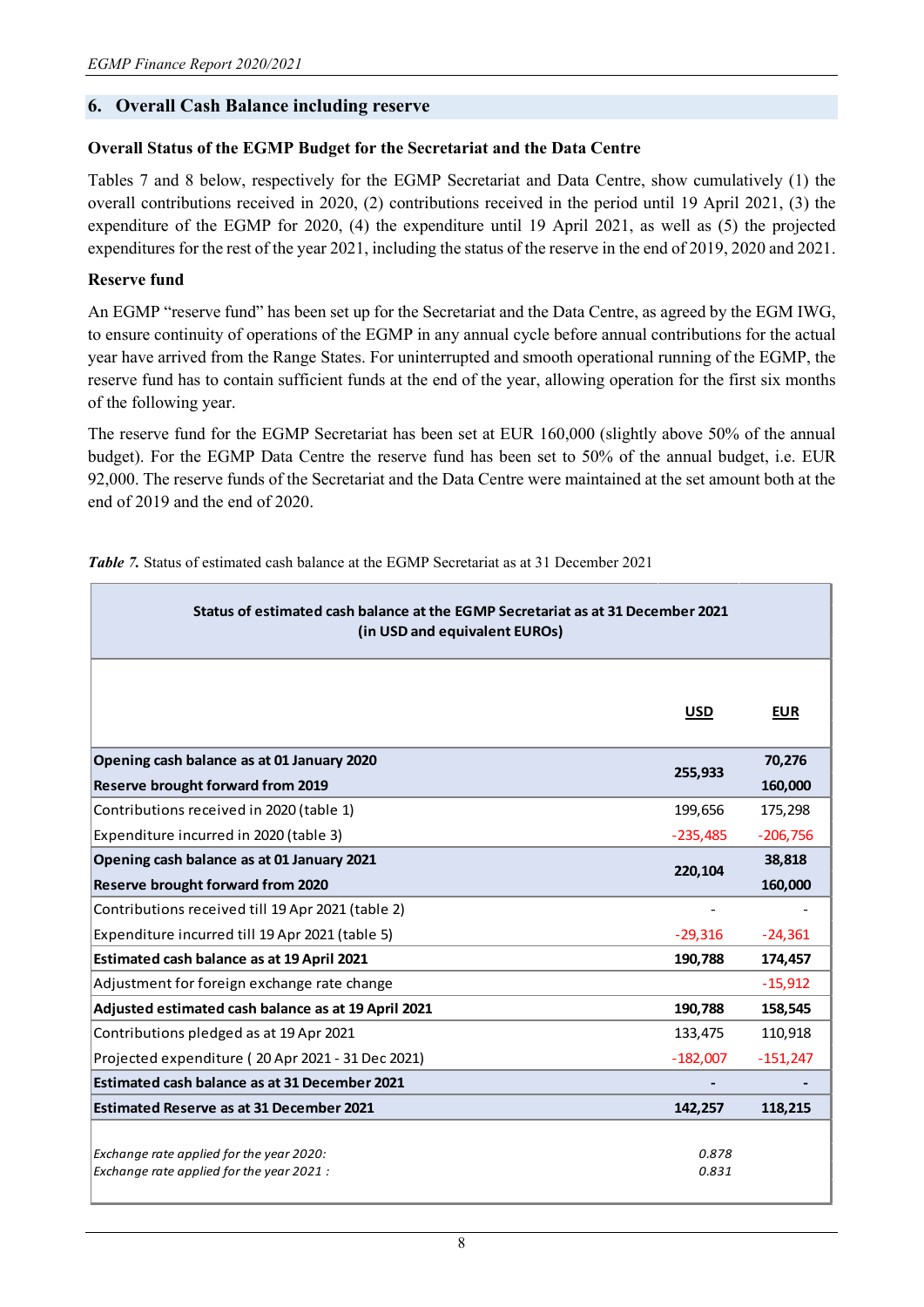## 6. Overall Cash Balance including reserve

### Overall Status of the EGMP Budget for the Secretariat and the Data Centre

Tables 7 and 8 below, respectively for the EGMP Secretariat and Data Centre, show cumulatively (1) the overall contributions received in 2020, (2) contributions received in the period until 19 April 2021, (3) the expenditure of the EGMP for 2020, (4) the expenditure until 19 April 2021, as well as (5) the projected expenditures for the rest of the year 2021, including the status of the reserve in the end of 2019, 2020 and 2021.

### Reserve fund

An EGMP "reserve fund" has been set up for the Secretariat and the Data Centre, as agreed by the EGM IWG, to ensure continuity of operations of the EGMP in any annual cycle before annual contributions for the actual year have arrived from the Range States. For uninterrupted and smooth operational running of the EGMP, the reserve fund has to contain sufficient funds at the end of the year, allowing operation for the first six months of the following year.

The reserve fund for the EGMP Secretariat has been set at EUR 160,000 (slightly above 50% of the annual budget). For the EGMP Data Centre the reserve fund has been set to 50% of the annual budget, i.e. EUR 92,000. The reserve funds of the Secretariat and the Data Centre were maintained at the set amount both at the end of 2019 and the end of 2020.

***Table 7.*** Status of estimated cash balance at the EGMP Secretariat as at 31 December 2021

| **Status of estimated cash balance at the EGMP Secretariat as at 31 December 2021 (in USD and equivalent EUROs)** | | |
|---|---|---|
| | **USD** | **EUR** |
| **Opening cash balance as at 01 January 2020** | **255,933** | **70,276** |
| **Reserve brought forward from 2019** | | **160,000** |
| Contributions received in 2020 (table 1) | 199,656 | 175,298 |
| Expenditure incurred in 2020 (table 3) | -235,485 | -206,756 |
| **Opening cash balance as at 01 January 2021** | **220,104** | **38,818** |
| **Reserve brought forward from 2020** | | **160,000** |
| Contributions received till 19 Apr 2021 (table 2) | - | - |
| Expenditure incurred till 19 Apr 2021 (table 5) | -29,316 | -24,361 |
| **Estimated cash balance as at 19 April 2021** | **190,788** | **174,457** |
| Adjustment for foreign exchange rate change | | -15,912 |
| **Adjusted estimated cash balance as at 19 April 2021** | **190,788** | **158,545** |
| Contributions pledged as at 19 Apr 2021 | 133,475 | 110,918 |
| Projected expenditure ( 20 Apr 2021 - 31 Dec 2021) | -182,007 | -151,247 |
| **Estimated cash balance as at 31 December 2021** | **-** | **-** |
| **Estimated Reserve as at 31 December 2021** | **142,257** | **118,215** |
| *Exchange rate applied for the year 2020:* | *0.878* | |
| *Exchange rate applied for the year 2021 :* | *0.831* | |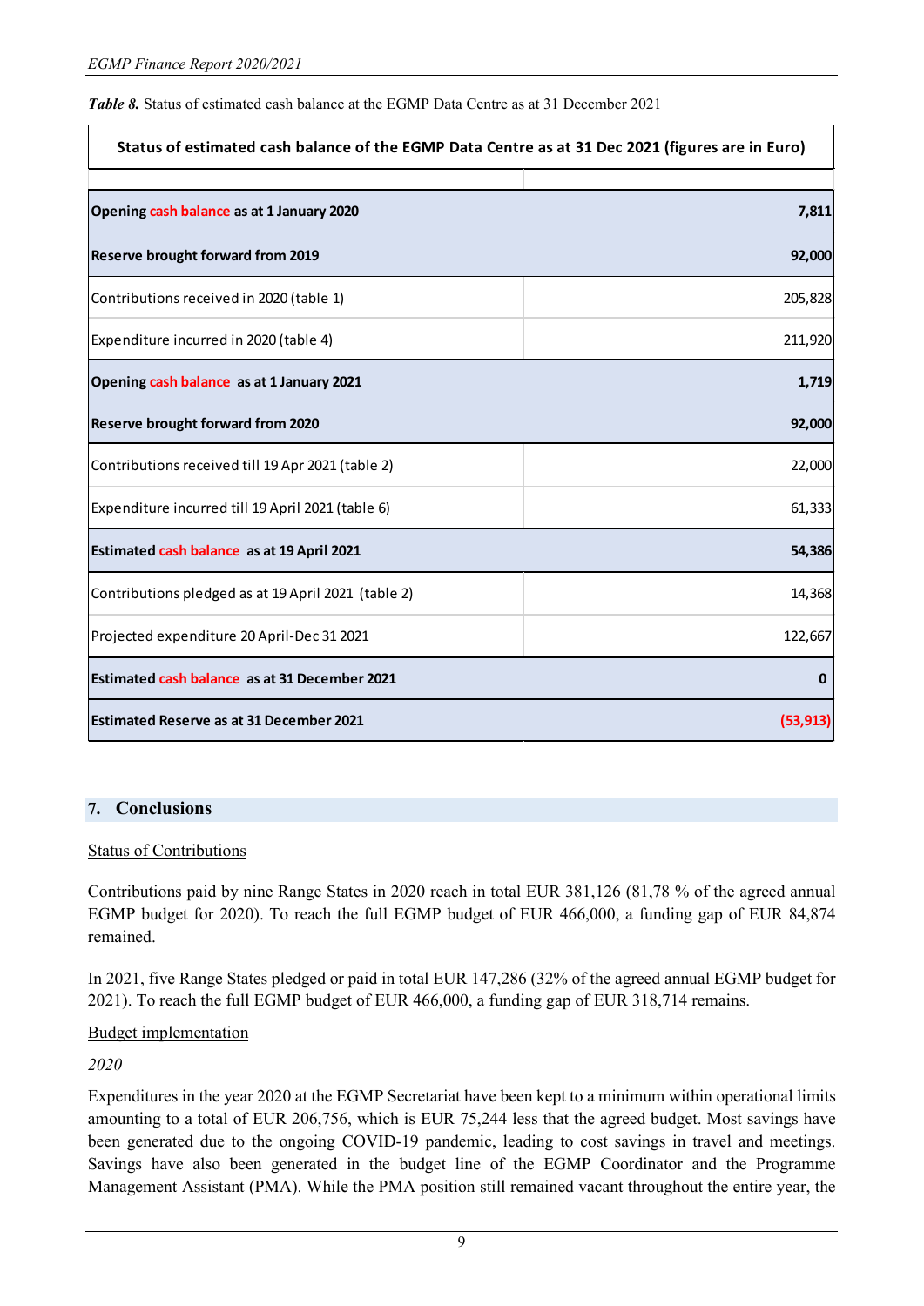*Table 8.* Status of estimated cash balance at the EGMP Data Centre as at 31 December 2021

| Status of estimated cash balance of the EGMP Data Centre as at 31 Dec 2021 (figures are in Euro) | |
|---|---|
| **Opening cash balance as at 1 January 2020** | **7,811** |
| **Reserve brought forward from 2019** | **92,000** |
| Contributions received in 2020 (table 1) | 205,828 |
| Expenditure incurred in 2020 (table 4) | 211,920 |
| **Opening cash balance as at 1 January 2021** | **1,719** |
| **Reserve brought forward from 2020** | **92,000** |
| Contributions received till 19 Apr 2021 (table 2) | 22,000 |
| Expenditure incurred till 19 April 2021 (table 6) | 61,333 |
| **Estimated cash balance as at 19 April 2021** | **54,386** |
| Contributions pledged as at 19 April 2021 (table 2) | 14,368 |
| Projected expenditure 20 April-Dec 31 2021 | 122,667 |
| **Estimated cash balance as at 31 December 2021** | **0** |
| **Estimated Reserve as at 31 December 2021** | **(53,913)** |

## 7. Conclusions

Status of Contributions

Contributions paid by nine Range States in 2020 reach in total EUR 381,126 (81,78 % of the agreed annual EGMP budget for 2020). To reach the full EGMP budget of EUR 466,000, a funding gap of EUR 84,874 remained.

In 2021, five Range States pledged or paid in total EUR 147,286 (32% of the agreed annual EGMP budget for 2021). To reach the full EGMP budget of EUR 466,000, a funding gap of EUR 318,714 remains.

Budget implementation

*2020*

Expenditures in the year 2020 at the EGMP Secretariat have been kept to a minimum within operational limits amounting to a total of EUR 206,756, which is EUR 75,244 less that the agreed budget. Most savings have been generated due to the ongoing COVID-19 pandemic, leading to cost savings in travel and meetings. Savings have also been generated in the budget line of the EGMP Coordinator and the Programme Management Assistant (PMA). While the PMA position still remained vacant throughout the entire year, the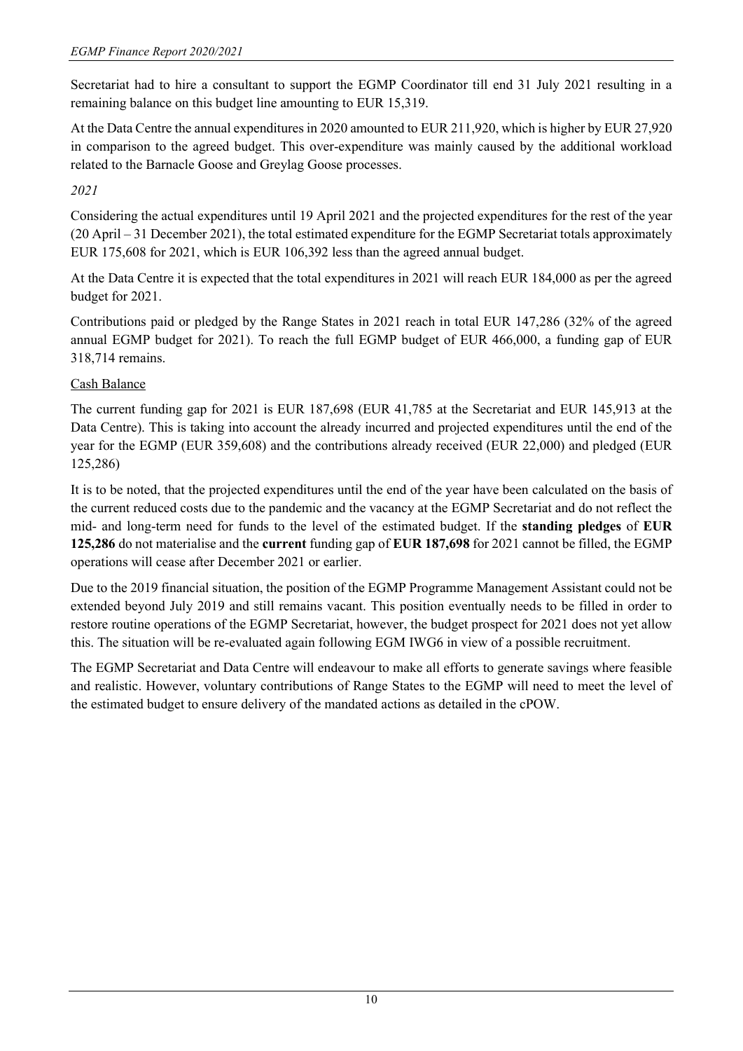Secretariat had to hire a consultant to support the EGMP Coordinator till end 31 July 2021 resulting in a remaining balance on this budget line amounting to EUR 15,319.

At the Data Centre the annual expenditures in 2020 amounted to EUR 211,920, which is higher by EUR 27,920 in comparison to the agreed budget. This over-expenditure was mainly caused by the additional workload related to the Barnacle Goose and Greylag Goose processes.

*2021*

Considering the actual expenditures until 19 April 2021 and the projected expenditures for the rest of the year (20 April – 31 December 2021), the total estimated expenditure for the EGMP Secretariat totals approximately EUR 175,608 for 2021, which is EUR 106,392 less than the agreed annual budget.

At the Data Centre it is expected that the total expenditures in 2021 will reach EUR 184,000 as per the agreed budget for 2021.

Contributions paid or pledged by the Range States in 2021 reach in total EUR 147,286 (32% of the agreed annual EGMP budget for 2021). To reach the full EGMP budget of EUR 466,000, a funding gap of EUR 318,714 remains.

<u>Cash Balance</u>

The current funding gap for 2021 is EUR 187,698 (EUR 41,785 at the Secretariat and EUR 145,913 at the Data Centre). This is taking into account the already incurred and projected expenditures until the end of the year for the EGMP (EUR 359,608) and the contributions already received (EUR 22,000) and pledged (EUR 125,286)

It is to be noted, that the projected expenditures until the end of the year have been calculated on the basis of the current reduced costs due to the pandemic and the vacancy at the EGMP Secretariat and do not reflect the mid- and long-term need for funds to the level of the estimated budget. If the **standing pledges** of **EUR 125,286** do not materialise and the **current** funding gap of **EUR 187,698** for 2021 cannot be filled, the EGMP operations will cease after December 2021 or earlier.

Due to the 2019 financial situation, the position of the EGMP Programme Management Assistant could not be extended beyond July 2019 and still remains vacant. This position eventually needs to be filled in order to restore routine operations of the EGMP Secretariat, however, the budget prospect for 2021 does not yet allow this. The situation will be re-evaluated again following EGM IWG6 in view of a possible recruitment.

The EGMP Secretariat and Data Centre will endeavour to make all efforts to generate savings where feasible and realistic. However, voluntary contributions of Range States to the EGMP will need to meet the level of the estimated budget to ensure delivery of the mandated actions as detailed in the cPOW.